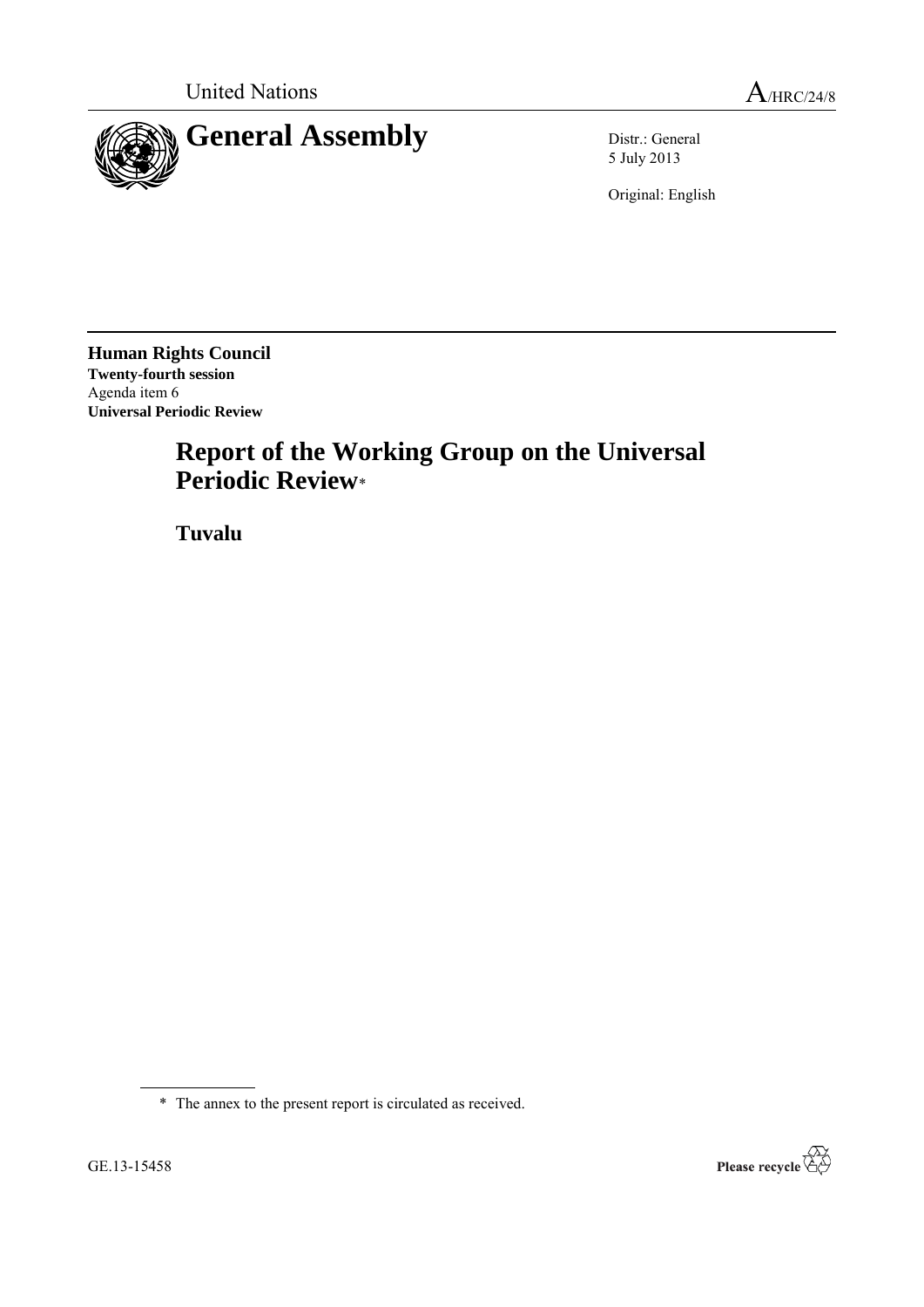United Nations

A/HRC/24/8

# General Assembly

Distr.: General
5 July 2013

Original: English

**Human Rights Council**
**Twenty-fourth session**
Agenda item 6
**Universal Periodic Review**

## Report of the Working Group on the Universal Periodic Review*

## Tuvalu

---

\* The annex to the present report is circulated as received.

GE.13-15458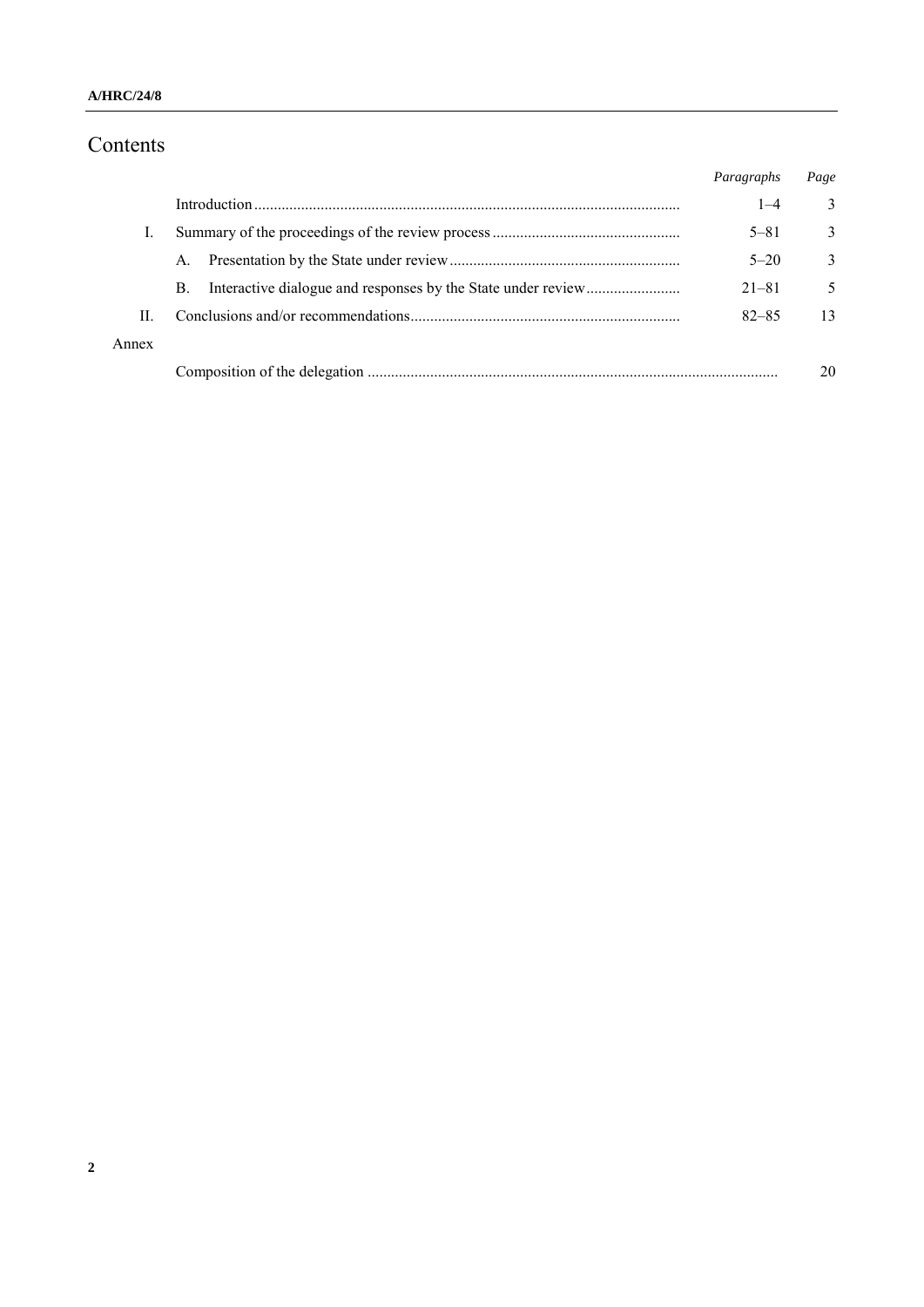# Contents

| | | Paragraphs | Page |
|---|---|---|---|
| | Introduction | 1–4 | 3 |
| I. | Summary of the proceedings of the review process | 5–81 | 3 |
| | A. Presentation by the State under review | 5–20 | 3 |
| | B. Interactive dialogue and responses by the State under review | 21–81 | 5 |
| II. | Conclusions and/or recommendations | 82–85 | 13 |
| Annex | | | |
| | Composition of the delegation | | 20 |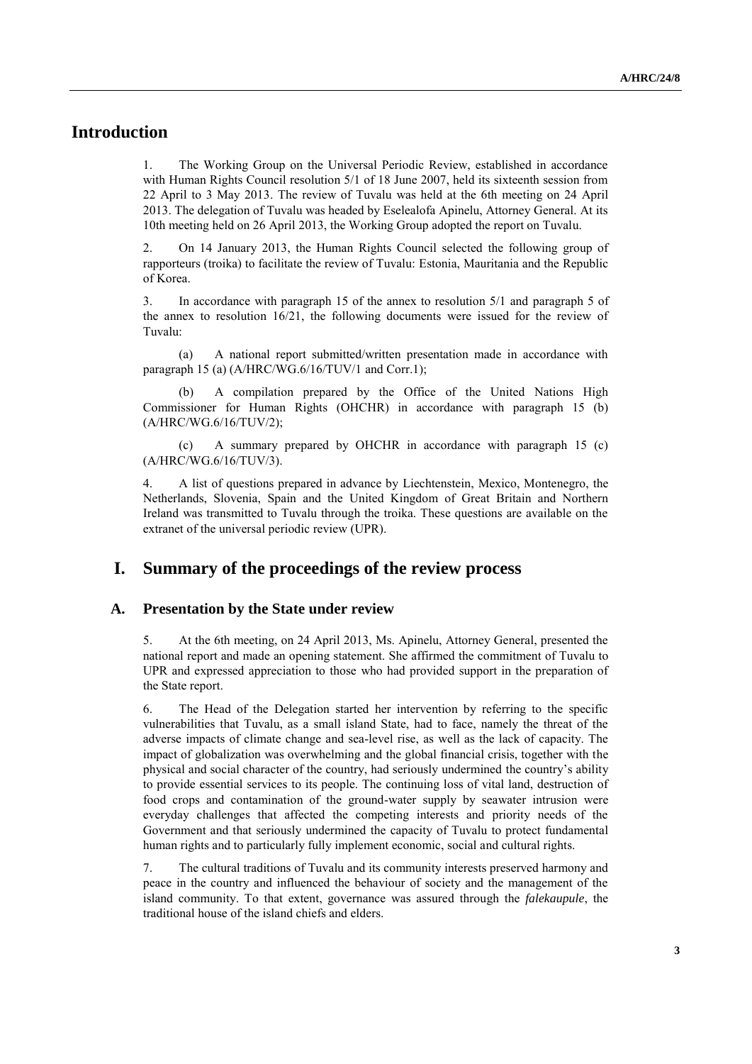# Introduction

1. The Working Group on the Universal Periodic Review, established in accordance with Human Rights Council resolution 5/1 of 18 June 2007, held its sixteenth session from 22 April to 3 May 2013. The review of Tuvalu was held at the 6th meeting on 24 April 2013. The delegation of Tuvalu was headed by Eselealofa Apinelu, Attorney General. At its 10th meeting held on 26 April 2013, the Working Group adopted the report on Tuvalu.

2. On 14 January 2013, the Human Rights Council selected the following group of rapporteurs (troika) to facilitate the review of Tuvalu: Estonia, Mauritania and the Republic of Korea.

3. In accordance with paragraph 15 of the annex to resolution 5/1 and paragraph 5 of the annex to resolution 16/21, the following documents were issued for the review of Tuvalu:

(a) A national report submitted/written presentation made in accordance with paragraph 15 (a) (A/HRC/WG.6/16/TUV/1 and Corr.1);

(b) A compilation prepared by the Office of the United Nations High Commissioner for Human Rights (OHCHR) in accordance with paragraph 15 (b) (A/HRC/WG.6/16/TUV/2);

(c) A summary prepared by OHCHR in accordance with paragraph 15 (c) (A/HRC/WG.6/16/TUV/3).

4. A list of questions prepared in advance by Liechtenstein, Mexico, Montenegro, the Netherlands, Slovenia, Spain and the United Kingdom of Great Britain and Northern Ireland was transmitted to Tuvalu through the troika. These questions are available on the extranet of the universal periodic review (UPR).

# I. Summary of the proceedings of the review process

## A. Presentation by the State under review

5. At the 6th meeting, on 24 April 2013, Ms. Apinelu, Attorney General, presented the national report and made an opening statement. She affirmed the commitment of Tuvalu to UPR and expressed appreciation to those who had provided support in the preparation of the State report.

6. The Head of the Delegation started her intervention by referring to the specific vulnerabilities that Tuvalu, as a small island State, had to face, namely the threat of the adverse impacts of climate change and sea-level rise, as well as the lack of capacity. The impact of globalization was overwhelming and the global financial crisis, together with the physical and social character of the country, had seriously undermined the country's ability to provide essential services to its people. The continuing loss of vital land, destruction of food crops and contamination of the ground-water supply by seawater intrusion were everyday challenges that affected the competing interests and priority needs of the Government and that seriously undermined the capacity of Tuvalu to protect fundamental human rights and to particularly fully implement economic, social and cultural rights.

7. The cultural traditions of Tuvalu and its community interests preserved harmony and peace in the country and influenced the behaviour of society and the management of the island community. To that extent, governance was assured through the *falekaupule*, the traditional house of the island chiefs and elders.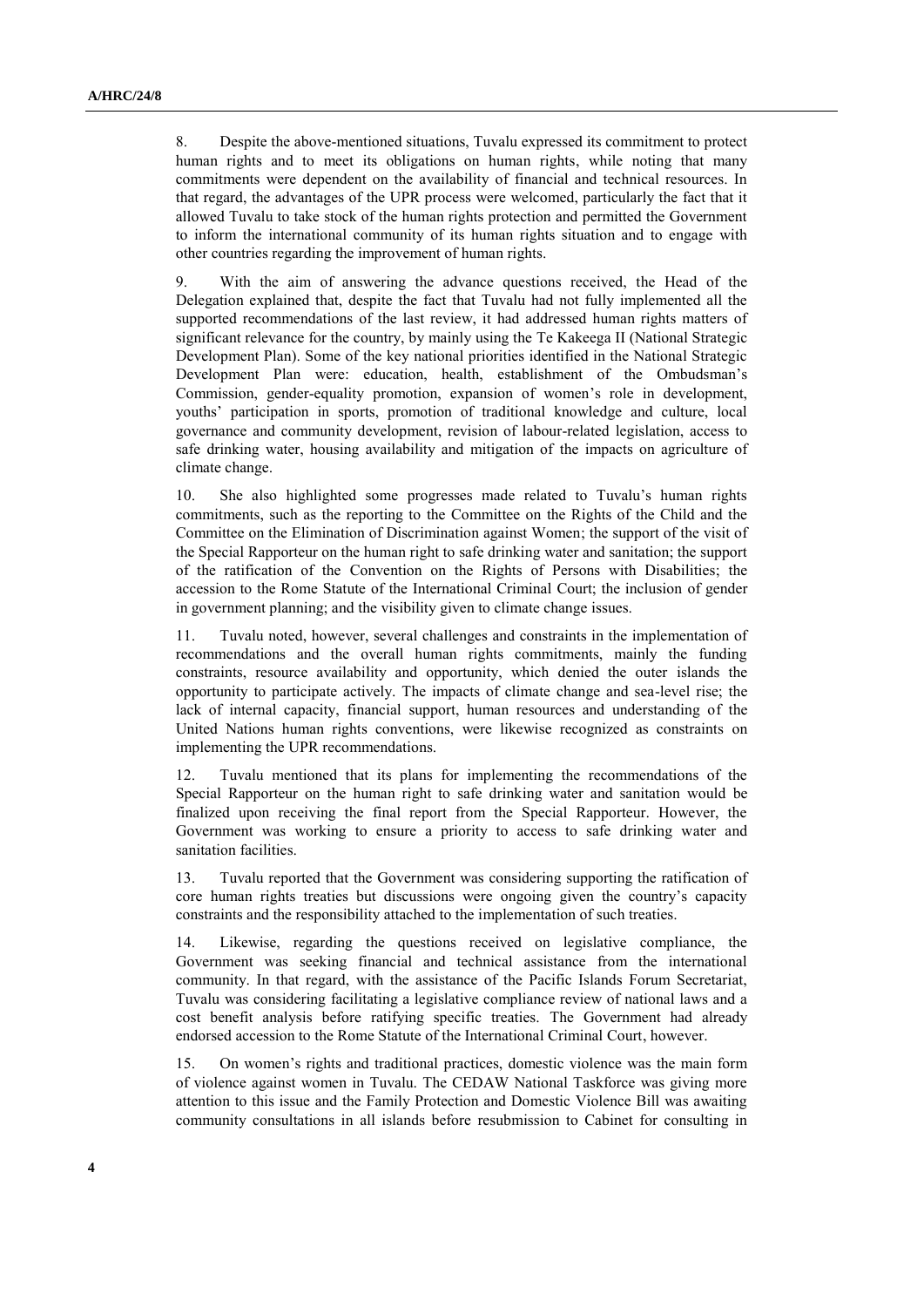8. Despite the above-mentioned situations, Tuvalu expressed its commitment to protect human rights and to meet its obligations on human rights, while noting that many commitments were dependent on the availability of financial and technical resources. In that regard, the advantages of the UPR process were welcomed, particularly the fact that it allowed Tuvalu to take stock of the human rights protection and permitted the Government to inform the international community of its human rights situation and to engage with other countries regarding the improvement of human rights.

9. With the aim of answering the advance questions received, the Head of the Delegation explained that, despite the fact that Tuvalu had not fully implemented all the supported recommendations of the last review, it had addressed human rights matters of significant relevance for the country, by mainly using the Te Kakeega II (National Strategic Development Plan). Some of the key national priorities identified in the National Strategic Development Plan were: education, health, establishment of the Ombudsman's Commission, gender-equality promotion, expansion of women's role in development, youths' participation in sports, promotion of traditional knowledge and culture, local governance and community development, revision of labour-related legislation, access to safe drinking water, housing availability and mitigation of the impacts on agriculture of climate change.

10. She also highlighted some progresses made related to Tuvalu's human rights commitments, such as the reporting to the Committee on the Rights of the Child and the Committee on the Elimination of Discrimination against Women; the support of the visit of the Special Rapporteur on the human right to safe drinking water and sanitation; the support of the ratification of the Convention on the Rights of Persons with Disabilities; the accession to the Rome Statute of the International Criminal Court; the inclusion of gender in government planning; and the visibility given to climate change issues.

11. Tuvalu noted, however, several challenges and constraints in the implementation of recommendations and the overall human rights commitments, mainly the funding constraints, resource availability and opportunity, which denied the outer islands the opportunity to participate actively. The impacts of climate change and sea-level rise; the lack of internal capacity, financial support, human resources and understanding of the United Nations human rights conventions, were likewise recognized as constraints on implementing the UPR recommendations.

12. Tuvalu mentioned that its plans for implementing the recommendations of the Special Rapporteur on the human right to safe drinking water and sanitation would be finalized upon receiving the final report from the Special Rapporteur. However, the Government was working to ensure a priority to access to safe drinking water and sanitation facilities.

13. Tuvalu reported that the Government was considering supporting the ratification of core human rights treaties but discussions were ongoing given the country's capacity constraints and the responsibility attached to the implementation of such treaties.

14. Likewise, regarding the questions received on legislative compliance, the Government was seeking financial and technical assistance from the international community. In that regard, with the assistance of the Pacific Islands Forum Secretariat, Tuvalu was considering facilitating a legislative compliance review of national laws and a cost benefit analysis before ratifying specific treaties. The Government had already endorsed accession to the Rome Statute of the International Criminal Court, however.

15. On women's rights and traditional practices, domestic violence was the main form of violence against women in Tuvalu. The CEDAW National Taskforce was giving more attention to this issue and the Family Protection and Domestic Violence Bill was awaiting community consultations in all islands before resubmission to Cabinet for consulting in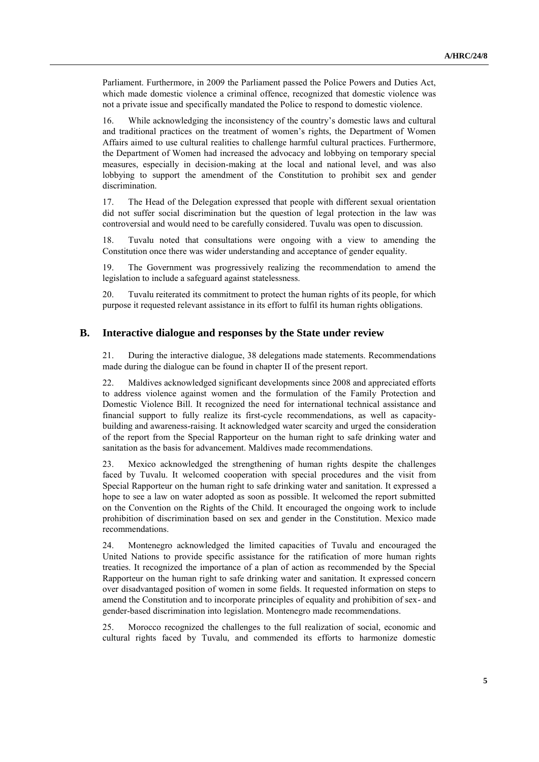Parliament. Furthermore, in 2009 the Parliament passed the Police Powers and Duties Act, which made domestic violence a criminal offence, recognized that domestic violence was not a private issue and specifically mandated the Police to respond to domestic violence.

16. While acknowledging the inconsistency of the country's domestic laws and cultural and traditional practices on the treatment of women's rights, the Department of Women Affairs aimed to use cultural realities to challenge harmful cultural practices. Furthermore, the Department of Women had increased the advocacy and lobbying on temporary special measures, especially in decision-making at the local and national level, and was also lobbying to support the amendment of the Constitution to prohibit sex and gender discrimination.

17. The Head of the Delegation expressed that people with different sexual orientation did not suffer social discrimination but the question of legal protection in the law was controversial and would need to be carefully considered. Tuvalu was open to discussion.

18. Tuvalu noted that consultations were ongoing with a view to amending the Constitution once there was wider understanding and acceptance of gender equality.

19. The Government was progressively realizing the recommendation to amend the legislation to include a safeguard against statelessness.

20. Tuvalu reiterated its commitment to protect the human rights of its people, for which purpose it requested relevant assistance in its effort to fulfil its human rights obligations.

## B. Interactive dialogue and responses by the State under review

21. During the interactive dialogue, 38 delegations made statements. Recommendations made during the dialogue can be found in chapter II of the present report.

22. Maldives acknowledged significant developments since 2008 and appreciated efforts to address violence against women and the formulation of the Family Protection and Domestic Violence Bill. It recognized the need for international technical assistance and financial support to fully realize its first-cycle recommendations, as well as capacity-building and awareness-raising. It acknowledged water scarcity and urged the consideration of the report from the Special Rapporteur on the human right to safe drinking water and sanitation as the basis for advancement. Maldives made recommendations.

23. Mexico acknowledged the strengthening of human rights despite the challenges faced by Tuvalu. It welcomed cooperation with special procedures and the visit from Special Rapporteur on the human right to safe drinking water and sanitation. It expressed a hope to see a law on water adopted as soon as possible. It welcomed the report submitted on the Convention on the Rights of the Child. It encouraged the ongoing work to include prohibition of discrimination based on sex and gender in the Constitution. Mexico made recommendations.

24. Montenegro acknowledged the limited capacities of Tuvalu and encouraged the United Nations to provide specific assistance for the ratification of more human rights treaties. It recognized the importance of a plan of action as recommended by the Special Rapporteur on the human right to safe drinking water and sanitation. It expressed concern over disadvantaged position of women in some fields. It requested information on steps to amend the Constitution and to incorporate principles of equality and prohibition of sex- and gender-based discrimination into legislation. Montenegro made recommendations.

25. Morocco recognized the challenges to the full realization of social, economic and cultural rights faced by Tuvalu, and commended its efforts to harmonize domestic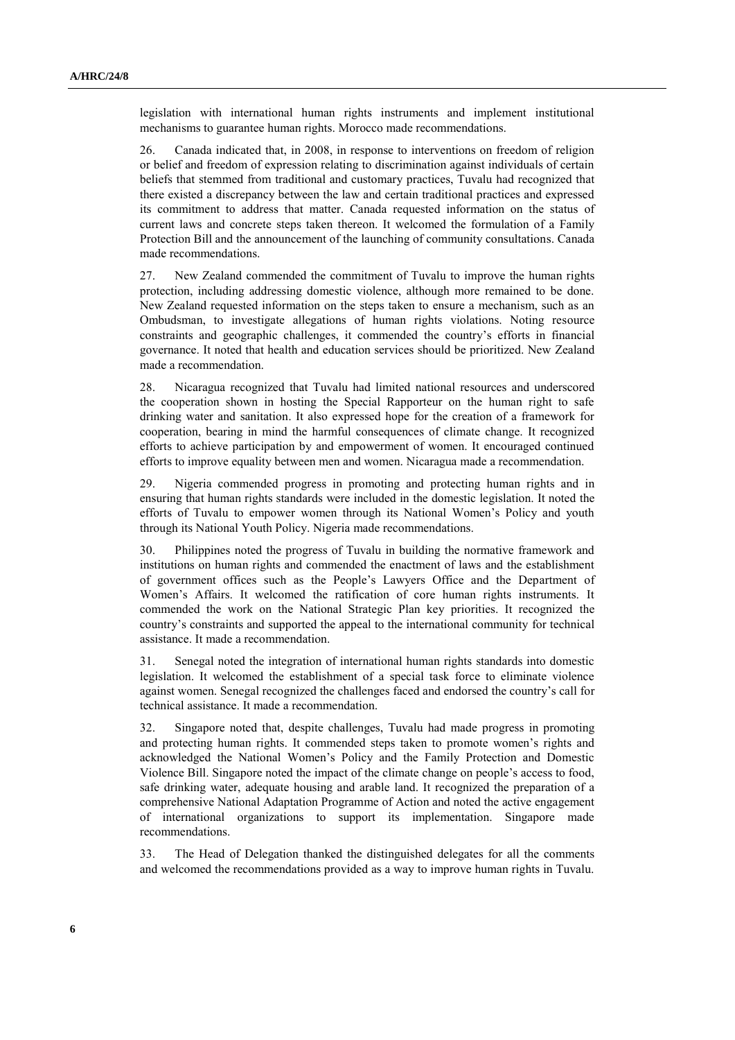legislation with international human rights instruments and implement institutional mechanisms to guarantee human rights. Morocco made recommendations.

26. Canada indicated that, in 2008, in response to interventions on freedom of religion or belief and freedom of expression relating to discrimination against individuals of certain beliefs that stemmed from traditional and customary practices, Tuvalu had recognized that there existed a discrepancy between the law and certain traditional practices and expressed its commitment to address that matter. Canada requested information on the status of current laws and concrete steps taken thereon. It welcomed the formulation of a Family Protection Bill and the announcement of the launching of community consultations. Canada made recommendations.

27. New Zealand commended the commitment of Tuvalu to improve the human rights protection, including addressing domestic violence, although more remained to be done. New Zealand requested information on the steps taken to ensure a mechanism, such as an Ombudsman, to investigate allegations of human rights violations. Noting resource constraints and geographic challenges, it commended the country's efforts in financial governance. It noted that health and education services should be prioritized. New Zealand made a recommendation.

28. Nicaragua recognized that Tuvalu had limited national resources and underscored the cooperation shown in hosting the Special Rapporteur on the human right to safe drinking water and sanitation. It also expressed hope for the creation of a framework for cooperation, bearing in mind the harmful consequences of climate change. It recognized efforts to achieve participation by and empowerment of women. It encouraged continued efforts to improve equality between men and women. Nicaragua made a recommendation.

29. Nigeria commended progress in promoting and protecting human rights and in ensuring that human rights standards were included in the domestic legislation. It noted the efforts of Tuvalu to empower women through its National Women's Policy and youth through its National Youth Policy. Nigeria made recommendations.

30. Philippines noted the progress of Tuvalu in building the normative framework and institutions on human rights and commended the enactment of laws and the establishment of government offices such as the People's Lawyers Office and the Department of Women's Affairs. It welcomed the ratification of core human rights instruments. It commended the work on the National Strategic Plan key priorities. It recognized the country's constraints and supported the appeal to the international community for technical assistance. It made a recommendation.

31. Senegal noted the integration of international human rights standards into domestic legislation. It welcomed the establishment of a special task force to eliminate violence against women. Senegal recognized the challenges faced and endorsed the country's call for technical assistance. It made a recommendation.

32. Singapore noted that, despite challenges, Tuvalu had made progress in promoting and protecting human rights. It commended steps taken to promote women's rights and acknowledged the National Women's Policy and the Family Protection and Domestic Violence Bill. Singapore noted the impact of the climate change on people's access to food, safe drinking water, adequate housing and arable land. It recognized the preparation of a comprehensive National Adaptation Programme of Action and noted the active engagement of international organizations to support its implementation. Singapore made recommendations.

33. The Head of Delegation thanked the distinguished delegates for all the comments and welcomed the recommendations provided as a way to improve human rights in Tuvalu.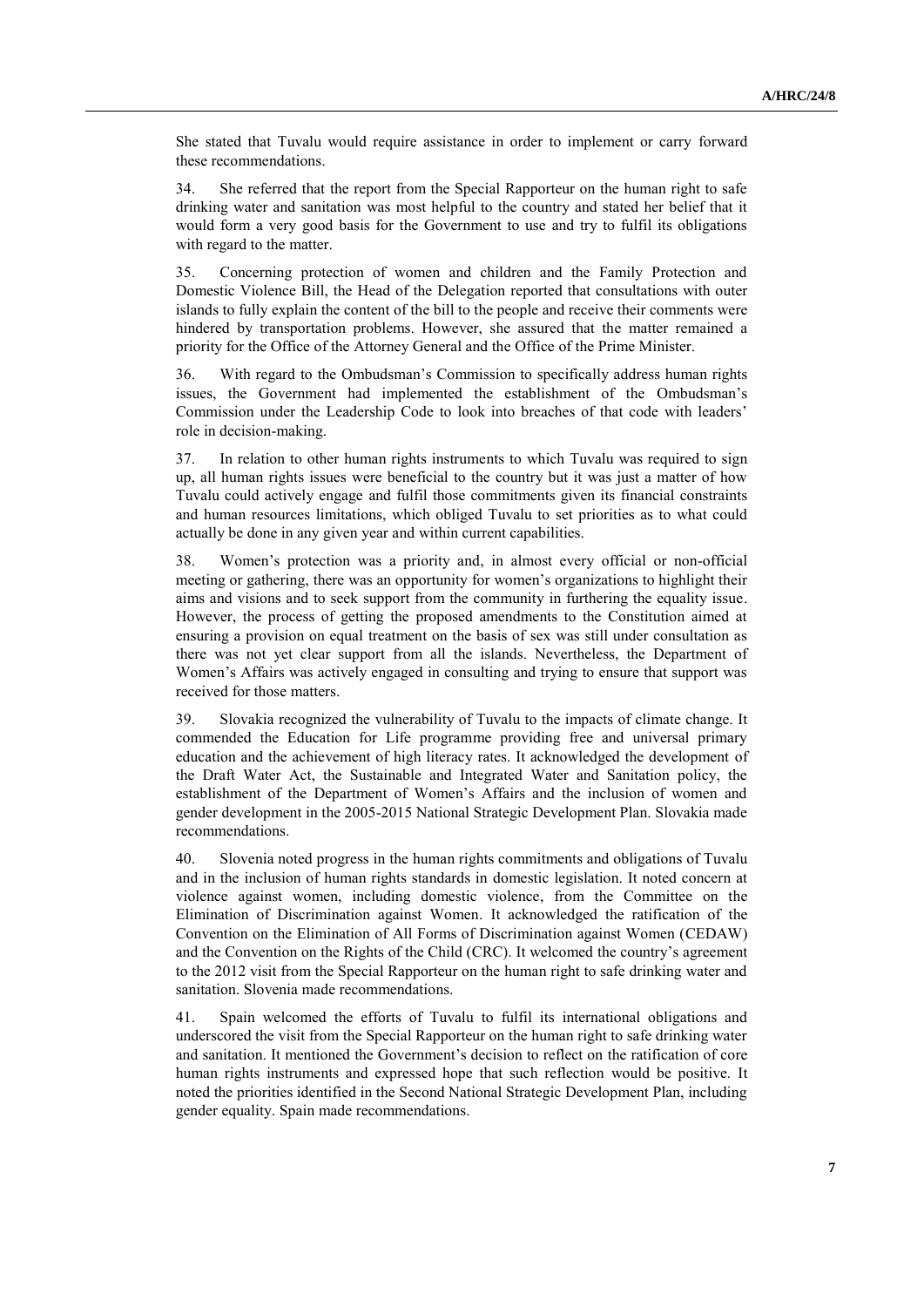She stated that Tuvalu would require assistance in order to implement or carry forward these recommendations.

34. She referred that the report from the Special Rapporteur on the human right to safe drinking water and sanitation was most helpful to the country and stated her belief that it would form a very good basis for the Government to use and try to fulfil its obligations with regard to the matter.

35. Concerning protection of women and children and the Family Protection and Domestic Violence Bill, the Head of the Delegation reported that consultations with outer islands to fully explain the content of the bill to the people and receive their comments were hindered by transportation problems. However, she assured that the matter remained a priority for the Office of the Attorney General and the Office of the Prime Minister.

36. With regard to the Ombudsman's Commission to specifically address human rights issues, the Government had implemented the establishment of the Ombudsman's Commission under the Leadership Code to look into breaches of that code with leaders' role in decision-making.

37. In relation to other human rights instruments to which Tuvalu was required to sign up, all human rights issues were beneficial to the country but it was just a matter of how Tuvalu could actively engage and fulfil those commitments given its financial constraints and human resources limitations, which obliged Tuvalu to set priorities as to what could actually be done in any given year and within current capabilities.

38. Women's protection was a priority and, in almost every official or non-official meeting or gathering, there was an opportunity for women's organizations to highlight their aims and visions and to seek support from the community in furthering the equality issue. However, the process of getting the proposed amendments to the Constitution aimed at ensuring a provision on equal treatment on the basis of sex was still under consultation as there was not yet clear support from all the islands. Nevertheless, the Department of Women's Affairs was actively engaged in consulting and trying to ensure that support was received for those matters.

39. Slovakia recognized the vulnerability of Tuvalu to the impacts of climate change. It commended the Education for Life programme providing free and universal primary education and the achievement of high literacy rates. It acknowledged the development of the Draft Water Act, the Sustainable and Integrated Water and Sanitation policy, the establishment of the Department of Women's Affairs and the inclusion of women and gender development in the 2005-2015 National Strategic Development Plan. Slovakia made recommendations.

40. Slovenia noted progress in the human rights commitments and obligations of Tuvalu and in the inclusion of human rights standards in domestic legislation. It noted concern at violence against women, including domestic violence, from the Committee on the Elimination of Discrimination against Women. It acknowledged the ratification of the Convention on the Elimination of All Forms of Discrimination against Women (CEDAW) and the Convention on the Rights of the Child (CRC). It welcomed the country's agreement to the 2012 visit from the Special Rapporteur on the human right to safe drinking water and sanitation. Slovenia made recommendations.

41. Spain welcomed the efforts of Tuvalu to fulfil its international obligations and underscored the visit from the Special Rapporteur on the human right to safe drinking water and sanitation. It mentioned the Government's decision to reflect on the ratification of core human rights instruments and expressed hope that such reflection would be positive. It noted the priorities identified in the Second National Strategic Development Plan, including gender equality. Spain made recommendations.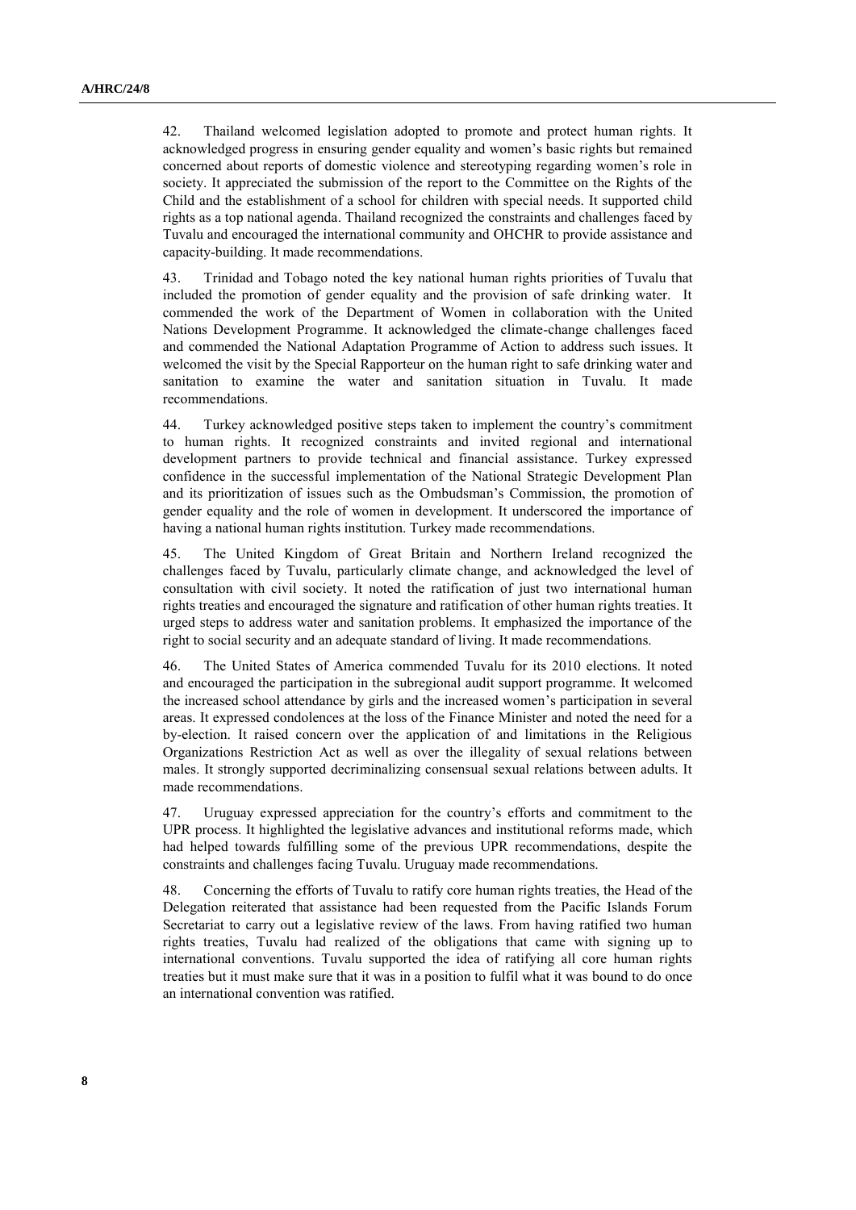42. Thailand welcomed legislation adopted to promote and protect human rights. It acknowledged progress in ensuring gender equality and women's basic rights but remained concerned about reports of domestic violence and stereotyping regarding women's role in society. It appreciated the submission of the report to the Committee on the Rights of the Child and the establishment of a school for children with special needs. It supported child rights as a top national agenda. Thailand recognized the constraints and challenges faced by Tuvalu and encouraged the international community and OHCHR to provide assistance and capacity-building. It made recommendations.

43. Trinidad and Tobago noted the key national human rights priorities of Tuvalu that included the promotion of gender equality and the provision of safe drinking water. It commended the work of the Department of Women in collaboration with the United Nations Development Programme. It acknowledged the climate-change challenges faced and commended the National Adaptation Programme of Action to address such issues. It welcomed the visit by the Special Rapporteur on the human right to safe drinking water and sanitation to examine the water and sanitation situation in Tuvalu. It made recommendations.

44. Turkey acknowledged positive steps taken to implement the country's commitment to human rights. It recognized constraints and invited regional and international development partners to provide technical and financial assistance. Turkey expressed confidence in the successful implementation of the National Strategic Development Plan and its prioritization of issues such as the Ombudsman's Commission, the promotion of gender equality and the role of women in development. It underscored the importance of having a national human rights institution. Turkey made recommendations.

45. The United Kingdom of Great Britain and Northern Ireland recognized the challenges faced by Tuvalu, particularly climate change, and acknowledged the level of consultation with civil society. It noted the ratification of just two international human rights treaties and encouraged the signature and ratification of other human rights treaties. It urged steps to address water and sanitation problems. It emphasized the importance of the right to social security and an adequate standard of living. It made recommendations.

46. The United States of America commended Tuvalu for its 2010 elections. It noted and encouraged the participation in the subregional audit support programme. It welcomed the increased school attendance by girls and the increased women's participation in several areas. It expressed condolences at the loss of the Finance Minister and noted the need for a by-election. It raised concern over the application of and limitations in the Religious Organizations Restriction Act as well as over the illegality of sexual relations between males. It strongly supported decriminalizing consensual sexual relations between adults. It made recommendations.

47. Uruguay expressed appreciation for the country's efforts and commitment to the UPR process. It highlighted the legislative advances and institutional reforms made, which had helped towards fulfilling some of the previous UPR recommendations, despite the constraints and challenges facing Tuvalu. Uruguay made recommendations.

48. Concerning the efforts of Tuvalu to ratify core human rights treaties, the Head of the Delegation reiterated that assistance had been requested from the Pacific Islands Forum Secretariat to carry out a legislative review of the laws. From having ratified two human rights treaties, Tuvalu had realized of the obligations that came with signing up to international conventions. Tuvalu supported the idea of ratifying all core human rights treaties but it must make sure that it was in a position to fulfil what it was bound to do once an international convention was ratified.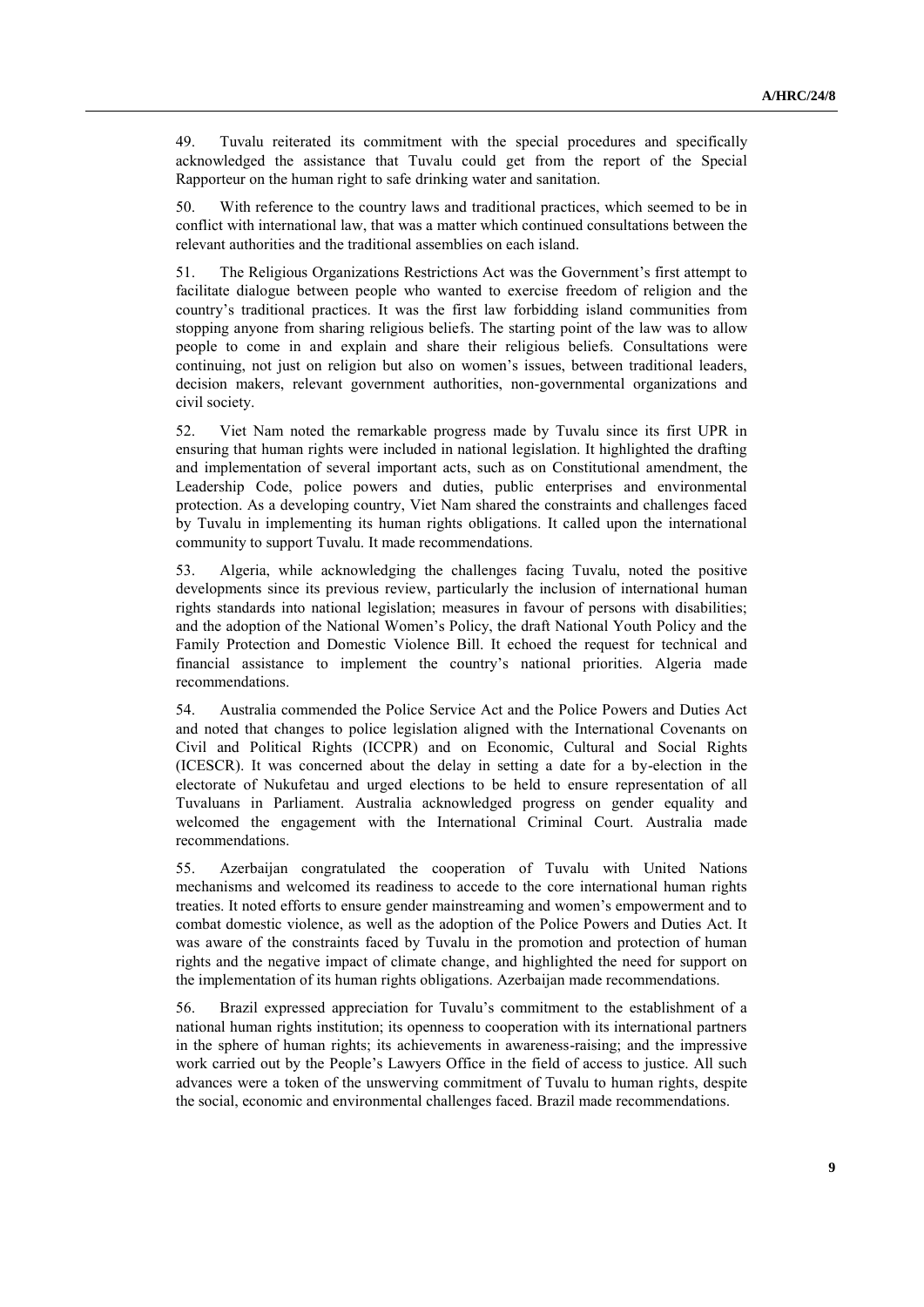49. Tuvalu reiterated its commitment with the special procedures and specifically acknowledged the assistance that Tuvalu could get from the report of the Special Rapporteur on the human right to safe drinking water and sanitation.

50. With reference to the country laws and traditional practices, which seemed to be in conflict with international law, that was a matter which continued consultations between the relevant authorities and the traditional assemblies on each island.

51. The Religious Organizations Restrictions Act was the Government's first attempt to facilitate dialogue between people who wanted to exercise freedom of religion and the country's traditional practices. It was the first law forbidding island communities from stopping anyone from sharing religious beliefs. The starting point of the law was to allow people to come in and explain and share their religious beliefs. Consultations were continuing, not just on religion but also on women's issues, between traditional leaders, decision makers, relevant government authorities, non-governmental organizations and civil society.

52. Viet Nam noted the remarkable progress made by Tuvalu since its first UPR in ensuring that human rights were included in national legislation. It highlighted the drafting and implementation of several important acts, such as on Constitutional amendment, the Leadership Code, police powers and duties, public enterprises and environmental protection. As a developing country, Viet Nam shared the constraints and challenges faced by Tuvalu in implementing its human rights obligations. It called upon the international community to support Tuvalu. It made recommendations.

53. Algeria, while acknowledging the challenges facing Tuvalu, noted the positive developments since its previous review, particularly the inclusion of international human rights standards into national legislation; measures in favour of persons with disabilities; and the adoption of the National Women's Policy, the draft National Youth Policy and the Family Protection and Domestic Violence Bill. It echoed the request for technical and financial assistance to implement the country's national priorities. Algeria made recommendations.

54. Australia commended the Police Service Act and the Police Powers and Duties Act and noted that changes to police legislation aligned with the International Covenants on Civil and Political Rights (ICCPR) and on Economic, Cultural and Social Rights (ICESCR). It was concerned about the delay in setting a date for a by-election in the electorate of Nukufetau and urged elections to be held to ensure representation of all Tuvaluans in Parliament. Australia acknowledged progress on gender equality and welcomed the engagement with the International Criminal Court. Australia made recommendations.

55. Azerbaijan congratulated the cooperation of Tuvalu with United Nations mechanisms and welcomed its readiness to accede to the core international human rights treaties. It noted efforts to ensure gender mainstreaming and women's empowerment and to combat domestic violence, as well as the adoption of the Police Powers and Duties Act. It was aware of the constraints faced by Tuvalu in the promotion and protection of human rights and the negative impact of climate change, and highlighted the need for support on the implementation of its human rights obligations. Azerbaijan made recommendations.

56. Brazil expressed appreciation for Tuvalu's commitment to the establishment of a national human rights institution; its openness to cooperation with its international partners in the sphere of human rights; its achievements in awareness-raising; and the impressive work carried out by the People's Lawyers Office in the field of access to justice. All such advances were a token of the unswerving commitment of Tuvalu to human rights, despite the social, economic and environmental challenges faced. Brazil made recommendations.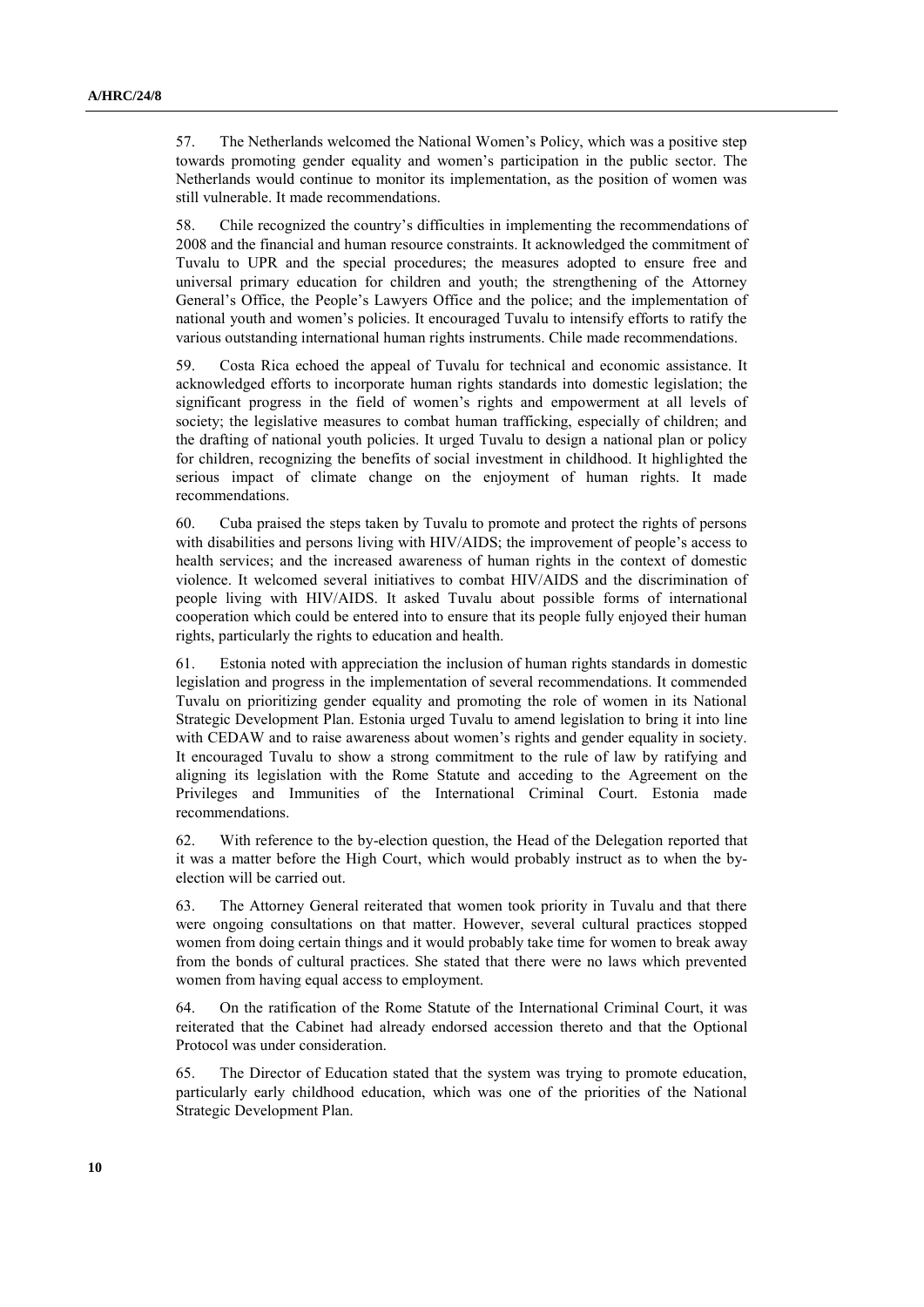57. The Netherlands welcomed the National Women's Policy, which was a positive step towards promoting gender equality and women's participation in the public sector. The Netherlands would continue to monitor its implementation, as the position of women was still vulnerable. It made recommendations.

58. Chile recognized the country's difficulties in implementing the recommendations of 2008 and the financial and human resource constraints. It acknowledged the commitment of Tuvalu to UPR and the special procedures; the measures adopted to ensure free and universal primary education for children and youth; the strengthening of the Attorney General's Office, the People's Lawyers Office and the police; and the implementation of national youth and women's policies. It encouraged Tuvalu to intensify efforts to ratify the various outstanding international human rights instruments. Chile made recommendations.

59. Costa Rica echoed the appeal of Tuvalu for technical and economic assistance. It acknowledged efforts to incorporate human rights standards into domestic legislation; the significant progress in the field of women's rights and empowerment at all levels of society; the legislative measures to combat human trafficking, especially of children; and the drafting of national youth policies. It urged Tuvalu to design a national plan or policy for children, recognizing the benefits of social investment in childhood. It highlighted the serious impact of climate change on the enjoyment of human rights. It made recommendations.

60. Cuba praised the steps taken by Tuvalu to promote and protect the rights of persons with disabilities and persons living with HIV/AIDS; the improvement of people's access to health services; and the increased awareness of human rights in the context of domestic violence. It welcomed several initiatives to combat HIV/AIDS and the discrimination of people living with HIV/AIDS. It asked Tuvalu about possible forms of international cooperation which could be entered into to ensure that its people fully enjoyed their human rights, particularly the rights to education and health.

61. Estonia noted with appreciation the inclusion of human rights standards in domestic legislation and progress in the implementation of several recommendations. It commended Tuvalu on prioritizing gender equality and promoting the role of women in its National Strategic Development Plan. Estonia urged Tuvalu to amend legislation to bring it into line with CEDAW and to raise awareness about women's rights and gender equality in society. It encouraged Tuvalu to show a strong commitment to the rule of law by ratifying and aligning its legislation with the Rome Statute and acceding to the Agreement on the Privileges and Immunities of the International Criminal Court. Estonia made recommendations.

62. With reference to the by-election question, the Head of the Delegation reported that it was a matter before the High Court, which would probably instruct as to when the by-election will be carried out.

63. The Attorney General reiterated that women took priority in Tuvalu and that there were ongoing consultations on that matter. However, several cultural practices stopped women from doing certain things and it would probably take time for women to break away from the bonds of cultural practices. She stated that there were no laws which prevented women from having equal access to employment.

64. On the ratification of the Rome Statute of the International Criminal Court, it was reiterated that the Cabinet had already endorsed accession thereto and that the Optional Protocol was under consideration.

65. The Director of Education stated that the system was trying to promote education, particularly early childhood education, which was one of the priorities of the National Strategic Development Plan.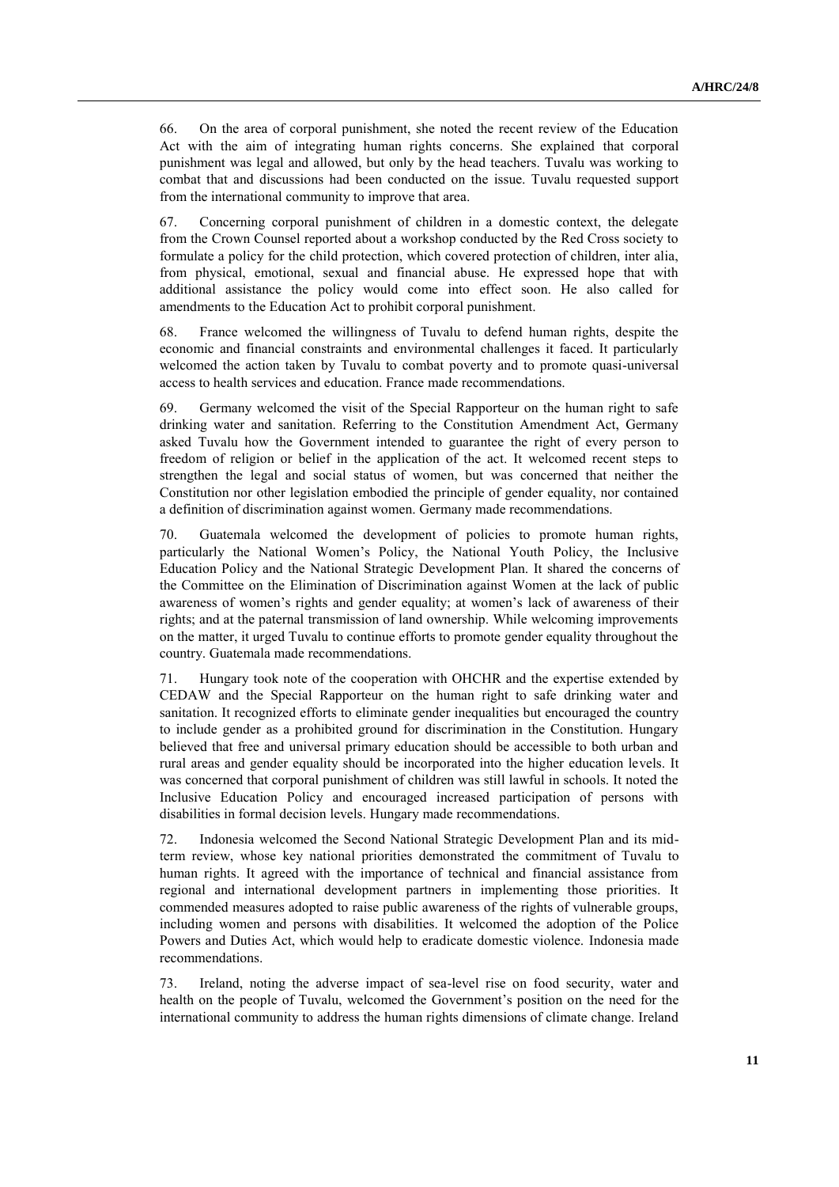66. On the area of corporal punishment, she noted the recent review of the Education Act with the aim of integrating human rights concerns. She explained that corporal punishment was legal and allowed, but only by the head teachers. Tuvalu was working to combat that and discussions had been conducted on the issue. Tuvalu requested support from the international community to improve that area.

67. Concerning corporal punishment of children in a domestic context, the delegate from the Crown Counsel reported about a workshop conducted by the Red Cross society to formulate a policy for the child protection, which covered protection of children, inter alia, from physical, emotional, sexual and financial abuse. He expressed hope that with additional assistance the policy would come into effect soon. He also called for amendments to the Education Act to prohibit corporal punishment.

68. France welcomed the willingness of Tuvalu to defend human rights, despite the economic and financial constraints and environmental challenges it faced. It particularly welcomed the action taken by Tuvalu to combat poverty and to promote quasi-universal access to health services and education. France made recommendations.

69. Germany welcomed the visit of the Special Rapporteur on the human right to safe drinking water and sanitation. Referring to the Constitution Amendment Act, Germany asked Tuvalu how the Government intended to guarantee the right of every person to freedom of religion or belief in the application of the act. It welcomed recent steps to strengthen the legal and social status of women, but was concerned that neither the Constitution nor other legislation embodied the principle of gender equality, nor contained a definition of discrimination against women. Germany made recommendations.

70. Guatemala welcomed the development of policies to promote human rights, particularly the National Women's Policy, the National Youth Policy, the Inclusive Education Policy and the National Strategic Development Plan. It shared the concerns of the Committee on the Elimination of Discrimination against Women at the lack of public awareness of women's rights and gender equality; at women's lack of awareness of their rights; and at the paternal transmission of land ownership. While welcoming improvements on the matter, it urged Tuvalu to continue efforts to promote gender equality throughout the country. Guatemala made recommendations.

71. Hungary took note of the cooperation with OHCHR and the expertise extended by CEDAW and the Special Rapporteur on the human right to safe drinking water and sanitation. It recognized efforts to eliminate gender inequalities but encouraged the country to include gender as a prohibited ground for discrimination in the Constitution. Hungary believed that free and universal primary education should be accessible to both urban and rural areas and gender equality should be incorporated into the higher education levels. It was concerned that corporal punishment of children was still lawful in schools. It noted the Inclusive Education Policy and encouraged increased participation of persons with disabilities in formal decision levels. Hungary made recommendations.

72. Indonesia welcomed the Second National Strategic Development Plan and its mid-term review, whose key national priorities demonstrated the commitment of Tuvalu to human rights. It agreed with the importance of technical and financial assistance from regional and international development partners in implementing those priorities. It commended measures adopted to raise public awareness of the rights of vulnerable groups, including women and persons with disabilities. It welcomed the adoption of the Police Powers and Duties Act, which would help to eradicate domestic violence. Indonesia made recommendations.

73. Ireland, noting the adverse impact of sea-level rise on food security, water and health on the people of Tuvalu, welcomed the Government's position on the need for the international community to address the human rights dimensions of climate change. Ireland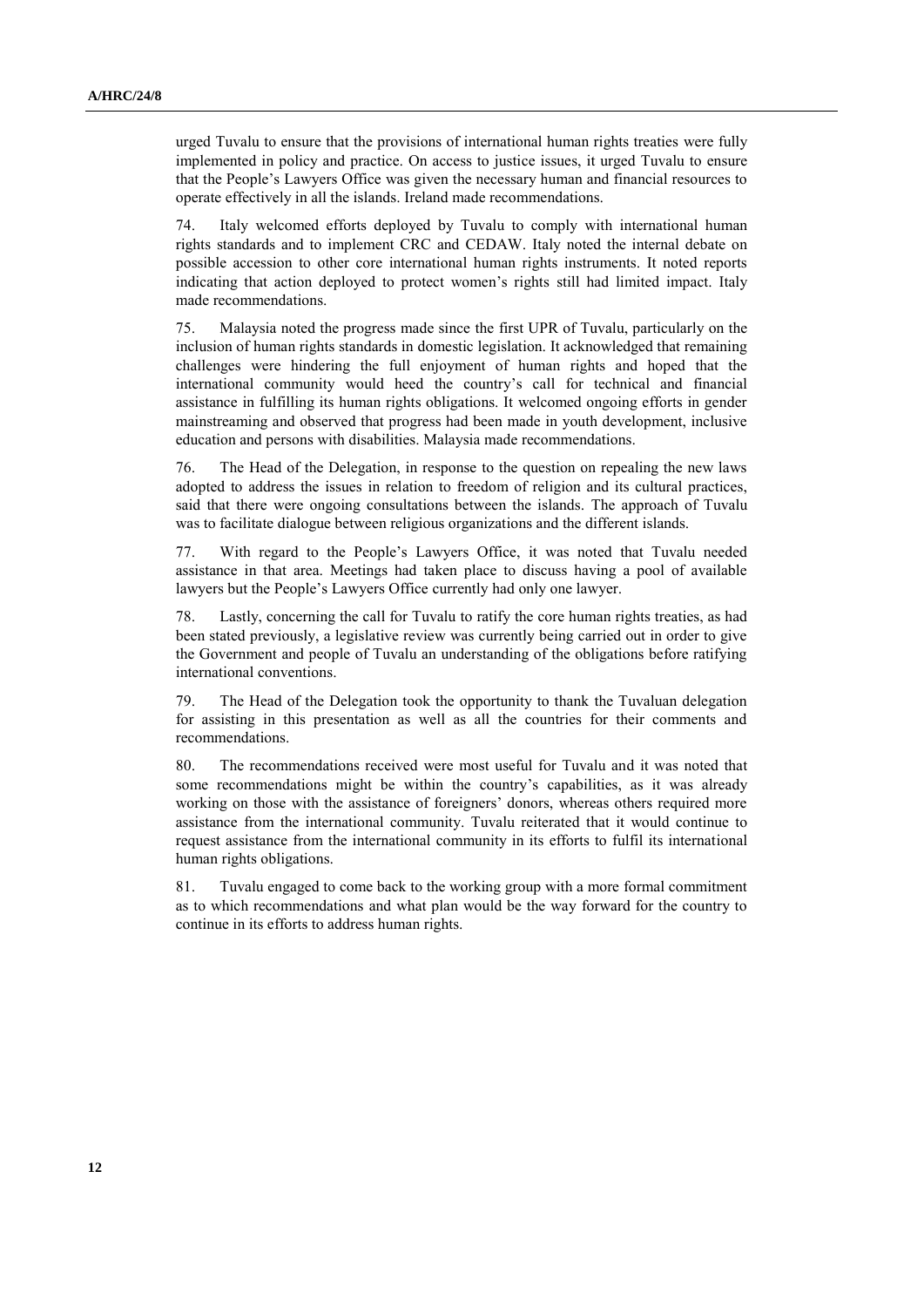urged Tuvalu to ensure that the provisions of international human rights treaties were fully implemented in policy and practice. On access to justice issues, it urged Tuvalu to ensure that the People's Lawyers Office was given the necessary human and financial resources to operate effectively in all the islands. Ireland made recommendations.

74. Italy welcomed efforts deployed by Tuvalu to comply with international human rights standards and to implement CRC and CEDAW. Italy noted the internal debate on possible accession to other core international human rights instruments. It noted reports indicating that action deployed to protect women's rights still had limited impact. Italy made recommendations.

75. Malaysia noted the progress made since the first UPR of Tuvalu, particularly on the inclusion of human rights standards in domestic legislation. It acknowledged that remaining challenges were hindering the full enjoyment of human rights and hoped that the international community would heed the country's call for technical and financial assistance in fulfilling its human rights obligations. It welcomed ongoing efforts in gender mainstreaming and observed that progress had been made in youth development, inclusive education and persons with disabilities. Malaysia made recommendations.

76. The Head of the Delegation, in response to the question on repealing the new laws adopted to address the issues in relation to freedom of religion and its cultural practices, said that there were ongoing consultations between the islands. The approach of Tuvalu was to facilitate dialogue between religious organizations and the different islands.

77. With regard to the People's Lawyers Office, it was noted that Tuvalu needed assistance in that area. Meetings had taken place to discuss having a pool of available lawyers but the People's Lawyers Office currently had only one lawyer.

78. Lastly, concerning the call for Tuvalu to ratify the core human rights treaties, as had been stated previously, a legislative review was currently being carried out in order to give the Government and people of Tuvalu an understanding of the obligations before ratifying international conventions.

79. The Head of the Delegation took the opportunity to thank the Tuvaluan delegation for assisting in this presentation as well as all the countries for their comments and recommendations.

80. The recommendations received were most useful for Tuvalu and it was noted that some recommendations might be within the country's capabilities, as it was already working on those with the assistance of foreigners' donors, whereas others required more assistance from the international community. Tuvalu reiterated that it would continue to request assistance from the international community in its efforts to fulfil its international human rights obligations.

81. Tuvalu engaged to come back to the working group with a more formal commitment as to which recommendations and what plan would be the way forward for the country to continue in its efforts to address human rights.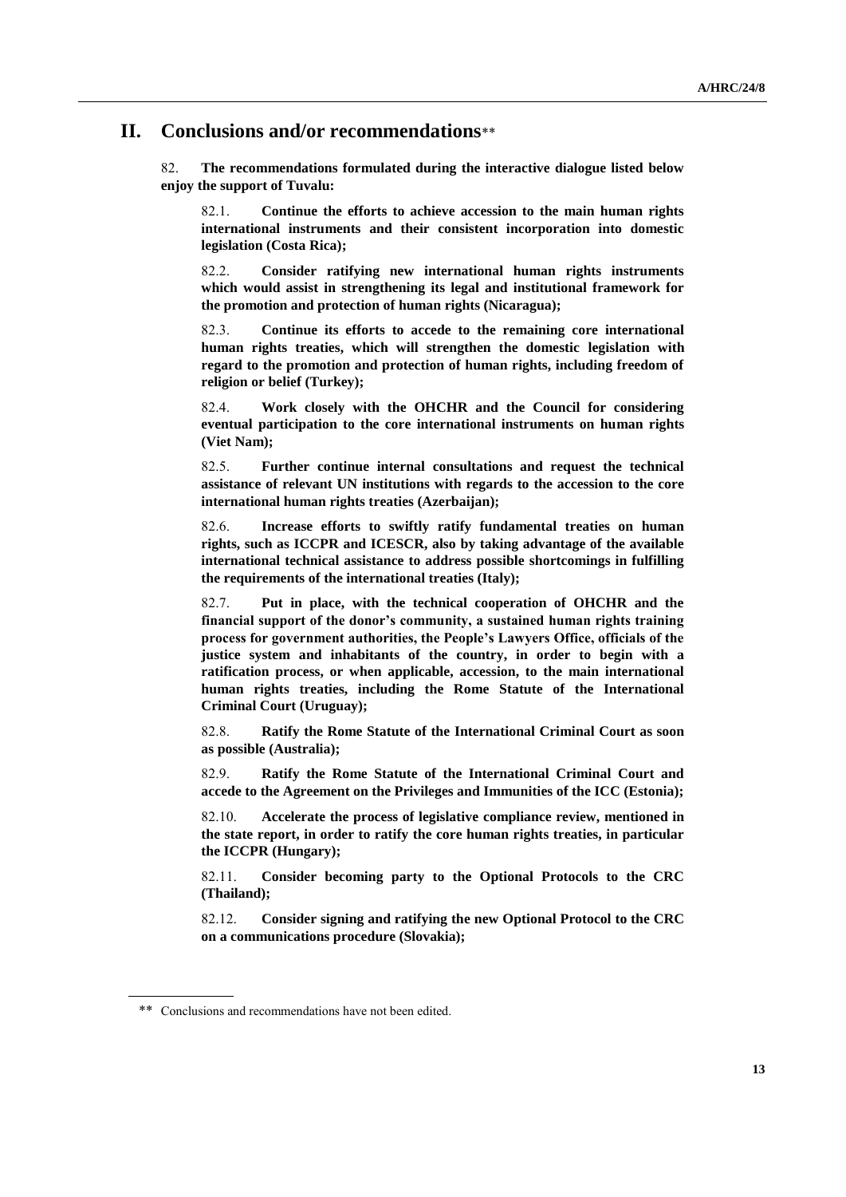## II. Conclusions and/or recommendations**

82. **The recommendations formulated during the interactive dialogue listed below enjoy the support of Tuvalu:**

82.1. **Continue the efforts to achieve accession to the main human rights international instruments and their consistent incorporation into domestic legislation (Costa Rica);**

82.2. **Consider ratifying new international human rights instruments which would assist in strengthening its legal and institutional framework for the promotion and protection of human rights (Nicaragua);**

82.3. **Continue its efforts to accede to the remaining core international human rights treaties, which will strengthen the domestic legislation with regard to the promotion and protection of human rights, including freedom of religion or belief (Turkey);**

82.4. **Work closely with the OHCHR and the Council for considering eventual participation to the core international instruments on human rights (Viet Nam);**

82.5. **Further continue internal consultations and request the technical assistance of relevant UN institutions with regards to the accession to the core international human rights treaties (Azerbaijan);**

82.6. **Increase efforts to swiftly ratify fundamental treaties on human rights, such as ICCPR and ICESCR, also by taking advantage of the available international technical assistance to address possible shortcomings in fulfilling the requirements of the international treaties (Italy);**

82.7. **Put in place, with the technical cooperation of OHCHR and the financial support of the donor's community, a sustained human rights training process for government authorities, the People's Lawyers Office, officials of the justice system and inhabitants of the country, in order to begin with a ratification process, or when applicable, accession, to the main international human rights treaties, including the Rome Statute of the International Criminal Court (Uruguay);**

82.8. **Ratify the Rome Statute of the International Criminal Court as soon as possible (Australia);**

82.9. **Ratify the Rome Statute of the International Criminal Court and accede to the Agreement on the Privileges and Immunities of the ICC (Estonia);**

82.10. **Accelerate the process of legislative compliance review, mentioned in the state report, in order to ratify the core human rights treaties, in particular the ICCPR (Hungary);**

82.11. **Consider becoming party to the Optional Protocols to the CRC (Thailand);**

82.12. **Consider signing and ratifying the new Optional Protocol to the CRC on a communications procedure (Slovakia);**

---

** Conclusions and recommendations have not been edited.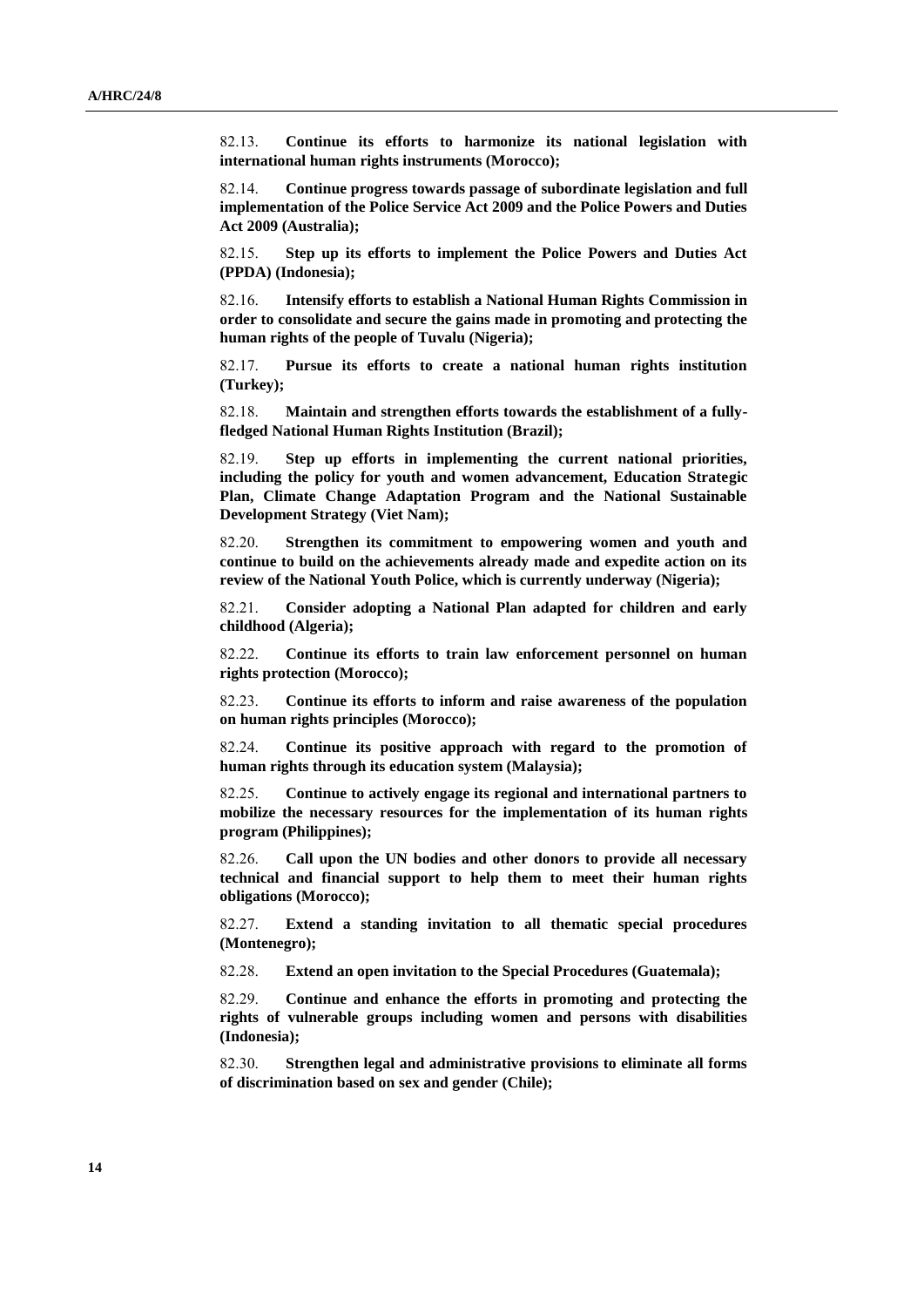82.13. **Continue its efforts to harmonize its national legislation with international human rights instruments (Morocco);**

82.14. **Continue progress towards passage of subordinate legislation and full implementation of the Police Service Act 2009 and the Police Powers and Duties Act 2009 (Australia);**

82.15. **Step up its efforts to implement the Police Powers and Duties Act (PPDA) (Indonesia);**

82.16. **Intensify efforts to establish a National Human Rights Commission in order to consolidate and secure the gains made in promoting and protecting the human rights of the people of Tuvalu (Nigeria);**

82.17. **Pursue its efforts to create a national human rights institution (Turkey);**

82.18. **Maintain and strengthen efforts towards the establishment of a fully-fledged National Human Rights Institution (Brazil);**

82.19. **Step up efforts in implementing the current national priorities, including the policy for youth and women advancement, Education Strategic Plan, Climate Change Adaptation Program and the National Sustainable Development Strategy (Viet Nam);**

82.20. **Strengthen its commitment to empowering women and youth and continue to build on the achievements already made and expedite action on its review of the National Youth Police, which is currently underway (Nigeria);**

82.21. **Consider adopting a National Plan adapted for children and early childhood (Algeria);**

82.22. **Continue its efforts to train law enforcement personnel on human rights protection (Morocco);**

82.23. **Continue its efforts to inform and raise awareness of the population on human rights principles (Morocco);**

82.24. **Continue its positive approach with regard to the promotion of human rights through its education system (Malaysia);**

82.25. **Continue to actively engage its regional and international partners to mobilize the necessary resources for the implementation of its human rights program (Philippines);**

82.26. **Call upon the UN bodies and other donors to provide all necessary technical and financial support to help them to meet their human rights obligations (Morocco);**

82.27. **Extend a standing invitation to all thematic special procedures (Montenegro);**

82.28. **Extend an open invitation to the Special Procedures (Guatemala);**

82.29. **Continue and enhance the efforts in promoting and protecting the rights of vulnerable groups including women and persons with disabilities (Indonesia);**

82.30. **Strengthen legal and administrative provisions to eliminate all forms of discrimination based on sex and gender (Chile);**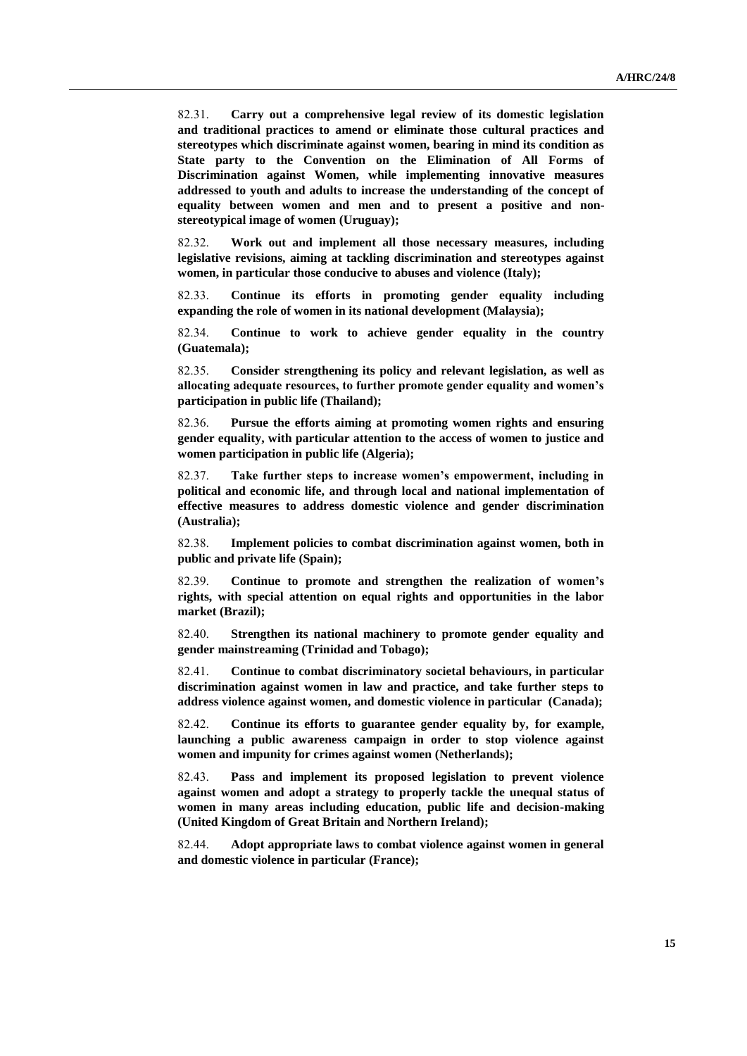82.31. **Carry out a comprehensive legal review of its domestic legislation and traditional practices to amend or eliminate those cultural practices and stereotypes which discriminate against women, bearing in mind its condition as State party to the Convention on the Elimination of All Forms of Discrimination against Women, while implementing innovative measures addressed to youth and adults to increase the understanding of the concept of equality between women and men and to present a positive and non-stereotypical image of women (Uruguay);**

82.32. **Work out and implement all those necessary measures, including legislative revisions, aiming at tackling discrimination and stereotypes against women, in particular those conducive to abuses and violence (Italy);**

82.33. **Continue its efforts in promoting gender equality including expanding the role of women in its national development (Malaysia);**

82.34. **Continue to work to achieve gender equality in the country (Guatemala);**

82.35. **Consider strengthening its policy and relevant legislation, as well as allocating adequate resources, to further promote gender equality and women's participation in public life (Thailand);**

82.36. **Pursue the efforts aiming at promoting women rights and ensuring gender equality, with particular attention to the access of women to justice and women participation in public life (Algeria);**

82.37. **Take further steps to increase women's empowerment, including in political and economic life, and through local and national implementation of effective measures to address domestic violence and gender discrimination (Australia);**

82.38. **Implement policies to combat discrimination against women, both in public and private life (Spain);**

82.39. **Continue to promote and strengthen the realization of women's rights, with special attention on equal rights and opportunities in the labor market (Brazil);**

82.40. **Strengthen its national machinery to promote gender equality and gender mainstreaming (Trinidad and Tobago);**

82.41. **Continue to combat discriminatory societal behaviours, in particular discrimination against women in law and practice, and take further steps to address violence against women, and domestic violence in particular (Canada);**

82.42. **Continue its efforts to guarantee gender equality by, for example, launching a public awareness campaign in order to stop violence against women and impunity for crimes against women (Netherlands);**

82.43. **Pass and implement its proposed legislation to prevent violence against women and adopt a strategy to properly tackle the unequal status of women in many areas including education, public life and decision-making (United Kingdom of Great Britain and Northern Ireland);**

82.44. **Adopt appropriate laws to combat violence against women in general and domestic violence in particular (France);**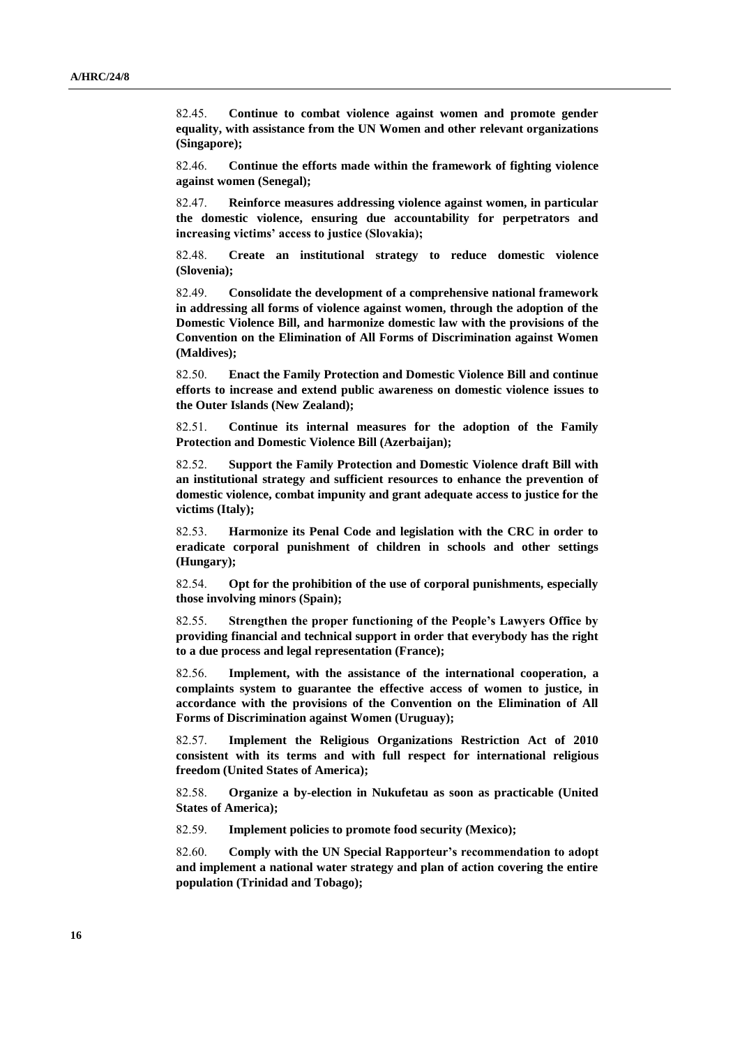82.45. **Continue to combat violence against women and promote gender equality, with assistance from the UN Women and other relevant organizations (Singapore);**

82.46. **Continue the efforts made within the framework of fighting violence against women (Senegal);**

82.47. **Reinforce measures addressing violence against women, in particular the domestic violence, ensuring due accountability for perpetrators and increasing victims' access to justice (Slovakia);**

82.48. **Create an institutional strategy to reduce domestic violence (Slovenia);**

82.49. **Consolidate the development of a comprehensive national framework in addressing all forms of violence against women, through the adoption of the Domestic Violence Bill, and harmonize domestic law with the provisions of the Convention on the Elimination of All Forms of Discrimination against Women (Maldives);**

82.50. **Enact the Family Protection and Domestic Violence Bill and continue efforts to increase and extend public awareness on domestic violence issues to the Outer Islands (New Zealand);**

82.51. **Continue its internal measures for the adoption of the Family Protection and Domestic Violence Bill (Azerbaijan);**

82.52. **Support the Family Protection and Domestic Violence draft Bill with an institutional strategy and sufficient resources to enhance the prevention of domestic violence, combat impunity and grant adequate access to justice for the victims (Italy);**

82.53. **Harmonize its Penal Code and legislation with the CRC in order to eradicate corporal punishment of children in schools and other settings (Hungary);**

82.54. **Opt for the prohibition of the use of corporal punishments, especially those involving minors (Spain);**

82.55. **Strengthen the proper functioning of the People's Lawyers Office by providing financial and technical support in order that everybody has the right to a due process and legal representation (France);**

82.56. **Implement, with the assistance of the international cooperation, a complaints system to guarantee the effective access of women to justice, in accordance with the provisions of the Convention on the Elimination of All Forms of Discrimination against Women (Uruguay);**

82.57. **Implement the Religious Organizations Restriction Act of 2010 consistent with its terms and with full respect for international religious freedom (United States of America);**

82.58. **Organize a by-election in Nukufetau as soon as practicable (United States of America);**

82.59. **Implement policies to promote food security (Mexico);**

82.60. **Comply with the UN Special Rapporteur's recommendation to adopt and implement a national water strategy and plan of action covering the entire population (Trinidad and Tobago);**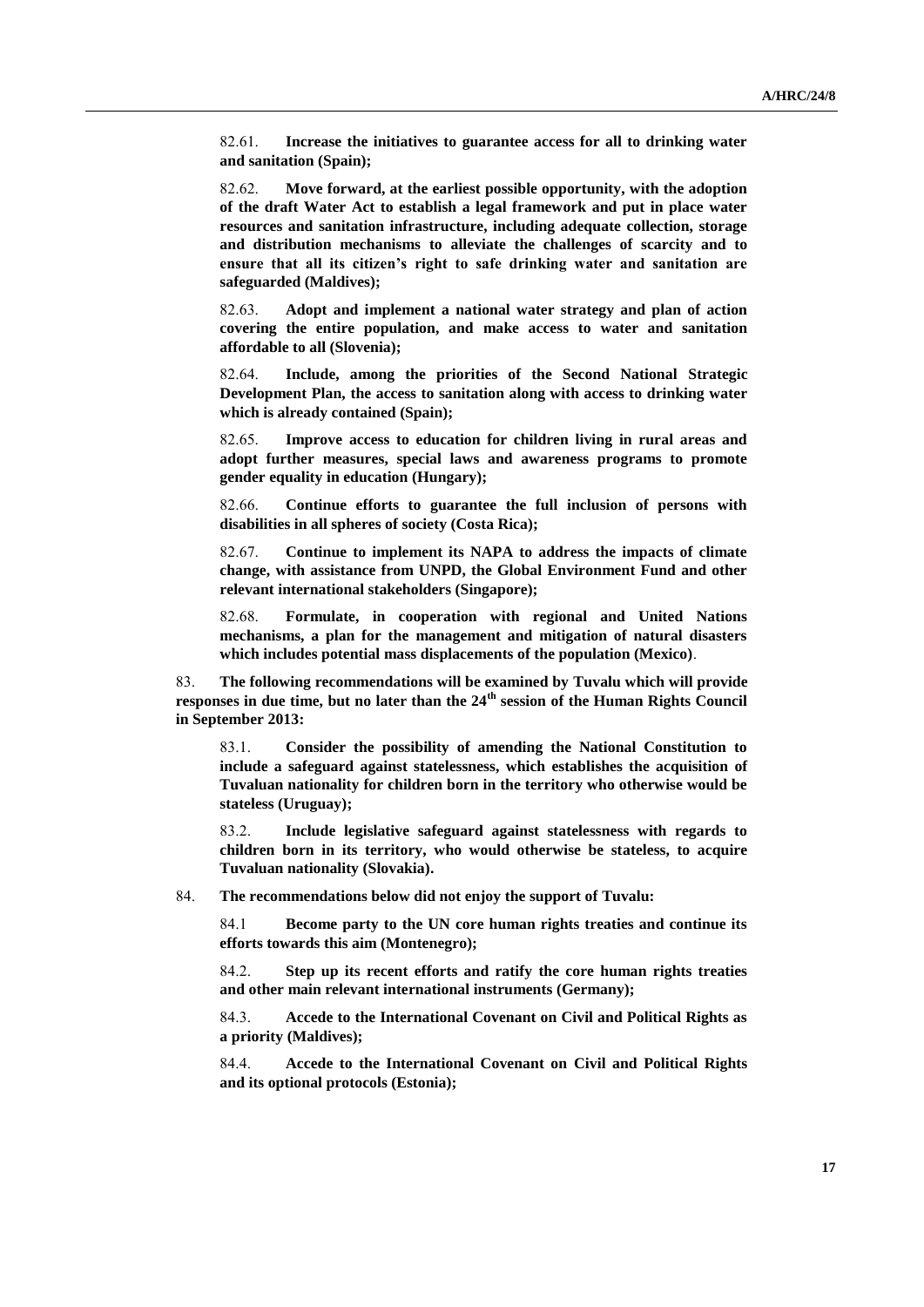82.61. **Increase the initiatives to guarantee access for all to drinking water and sanitation (Spain);**

82.62. **Move forward, at the earliest possible opportunity, with the adoption of the draft Water Act to establish a legal framework and put in place water resources and sanitation infrastructure, including adequate collection, storage and distribution mechanisms to alleviate the challenges of scarcity and to ensure that all its citizen's right to safe drinking water and sanitation are safeguarded (Maldives);**

82.63. **Adopt and implement a national water strategy and plan of action covering the entire population, and make access to water and sanitation affordable to all (Slovenia);**

82.64. **Include, among the priorities of the Second National Strategic Development Plan, the access to sanitation along with access to drinking water which is already contained (Spain);**

82.65. **Improve access to education for children living in rural areas and adopt further measures, special laws and awareness programs to promote gender equality in education (Hungary);**

82.66. **Continue efforts to guarantee the full inclusion of persons with disabilities in all spheres of society (Costa Rica);**

82.67. **Continue to implement its NAPA to address the impacts of climate change, with assistance from UNPD, the Global Environment Fund and other relevant international stakeholders (Singapore);**

82.68. **Formulate, in cooperation with regional and United Nations mechanisms, a plan for the management and mitigation of natural disasters which includes potential mass displacements of the population (Mexico)**.

83. **The following recommendations will be examined by Tuvalu which will provide responses in due time, but no later than the 24th session of the Human Rights Council in September 2013:**

83.1. **Consider the possibility of amending the National Constitution to include a safeguard against statelessness, which establishes the acquisition of Tuvaluan nationality for children born in the territory who otherwise would be stateless (Uruguay);**

83.2. **Include legislative safeguard against statelessness with regards to children born in its territory, who would otherwise be stateless, to acquire Tuvaluan nationality (Slovakia).**

84. **The recommendations below did not enjoy the support of Tuvalu:**

84.1 **Become party to the UN core human rights treaties and continue its efforts towards this aim (Montenegro);**

84.2. **Step up its recent efforts and ratify the core human rights treaties and other main relevant international instruments (Germany);**

84.3. **Accede to the International Covenant on Civil and Political Rights as a priority (Maldives);**

84.4. **Accede to the International Covenant on Civil and Political Rights and its optional protocols (Estonia);**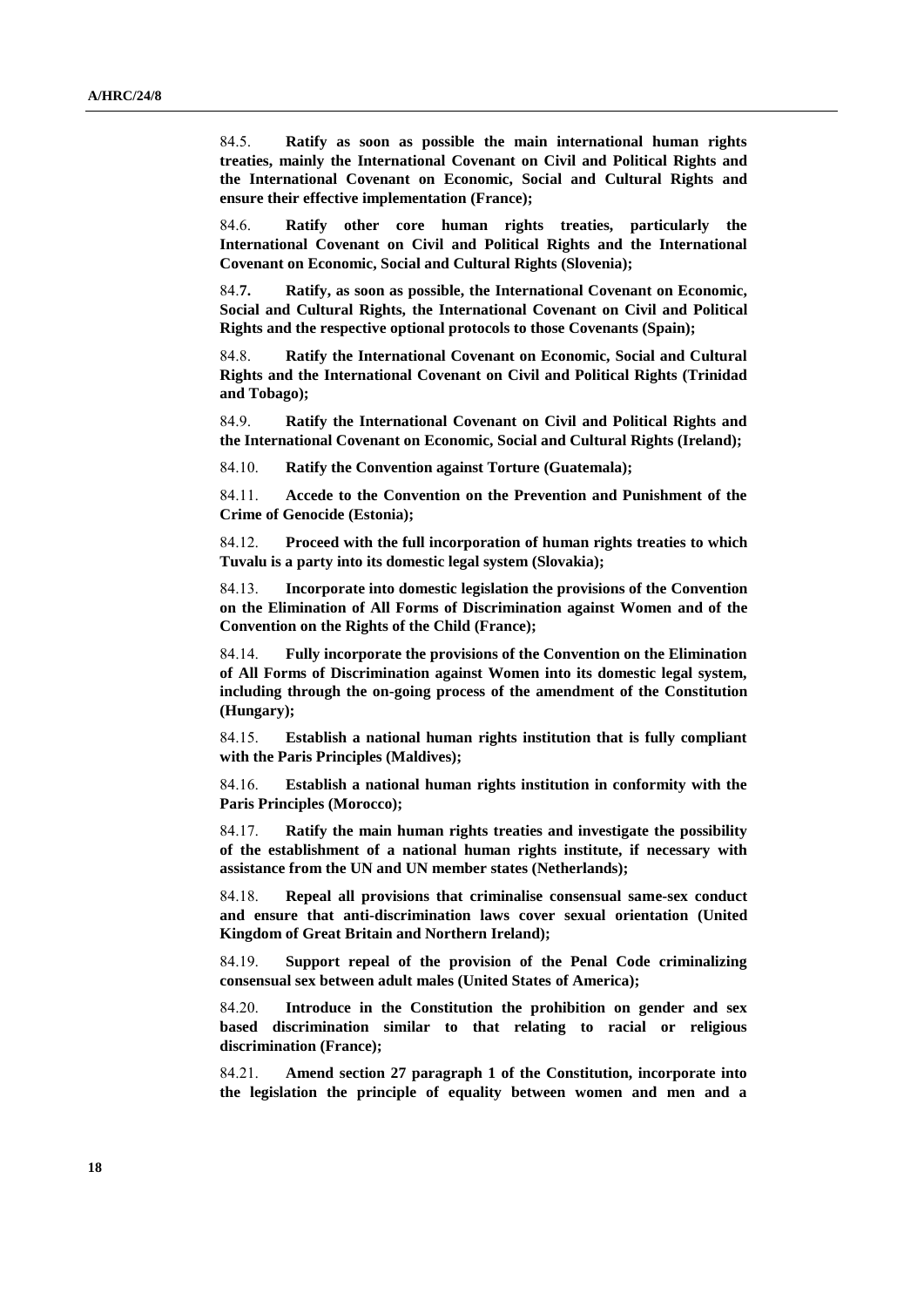84.5. **Ratify as soon as possible the main international human rights treaties, mainly the International Covenant on Civil and Political Rights and the International Covenant on Economic, Social and Cultural Rights and ensure their effective implementation (France);**

84.6. **Ratify other core human rights treaties, particularly the International Covenant on Civil and Political Rights and the International Covenant on Economic, Social and Cultural Rights (Slovenia);**

84.7. **Ratify, as soon as possible, the International Covenant on Economic, Social and Cultural Rights, the International Covenant on Civil and Political Rights and the respective optional protocols to those Covenants (Spain);**

84.8. **Ratify the International Covenant on Economic, Social and Cultural Rights and the International Covenant on Civil and Political Rights (Trinidad and Tobago);**

84.9. **Ratify the International Covenant on Civil and Political Rights and the International Covenant on Economic, Social and Cultural Rights (Ireland);**

84.10. **Ratify the Convention against Torture (Guatemala);**

84.11. **Accede to the Convention on the Prevention and Punishment of the Crime of Genocide (Estonia);**

84.12. **Proceed with the full incorporation of human rights treaties to which Tuvalu is a party into its domestic legal system (Slovakia);**

84.13. **Incorporate into domestic legislation the provisions of the Convention on the Elimination of All Forms of Discrimination against Women and of the Convention on the Rights of the Child (France);**

84.14. **Fully incorporate the provisions of the Convention on the Elimination of All Forms of Discrimination against Women into its domestic legal system, including through the on-going process of the amendment of the Constitution (Hungary);**

84.15. **Establish a national human rights institution that is fully compliant with the Paris Principles (Maldives);**

84.16. **Establish a national human rights institution in conformity with the Paris Principles (Morocco);**

84.17. **Ratify the main human rights treaties and investigate the possibility of the establishment of a national human rights institute, if necessary with assistance from the UN and UN member states (Netherlands);**

84.18. **Repeal all provisions that criminalise consensual same-sex conduct and ensure that anti-discrimination laws cover sexual orientation (United Kingdom of Great Britain and Northern Ireland);**

84.19. **Support repeal of the provision of the Penal Code criminalizing consensual sex between adult males (United States of America);**

84.20. **Introduce in the Constitution the prohibition on gender and sex based discrimination similar to that relating to racial or religious discrimination (France);**

84.21. **Amend section 27 paragraph 1 of the Constitution, incorporate into the legislation the principle of equality between women and men and a**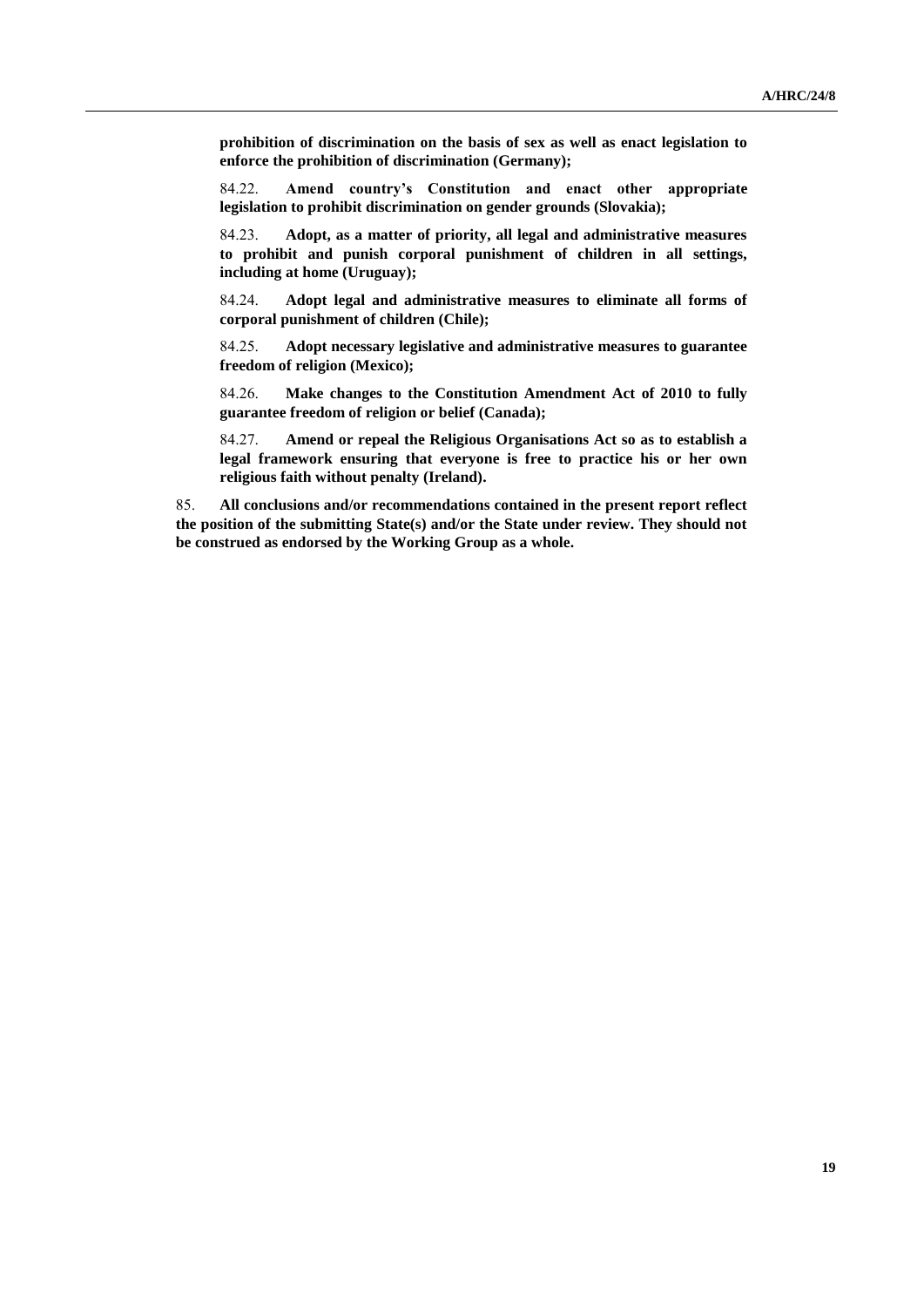**prohibition of discrimination on the basis of sex as well as enact legislation to enforce the prohibition of discrimination (Germany);**

84.22. **Amend country's Constitution and enact other appropriate legislation to prohibit discrimination on gender grounds (Slovakia);**

84.23. **Adopt, as a matter of priority, all legal and administrative measures to prohibit and punish corporal punishment of children in all settings, including at home (Uruguay);**

84.24. **Adopt legal and administrative measures to eliminate all forms of corporal punishment of children (Chile);**

84.25. **Adopt necessary legislative and administrative measures to guarantee freedom of religion (Mexico);**

84.26. **Make changes to the Constitution Amendment Act of 2010 to fully guarantee freedom of religion or belief (Canada);**

84.27. **Amend or repeal the Religious Organisations Act so as to establish a legal framework ensuring that everyone is free to practice his or her own religious faith without penalty (Ireland).**

85. **All conclusions and/or recommendations contained in the present report reflect the position of the submitting State(s) and/or the State under review. They should not be construed as endorsed by the Working Group as a whole.**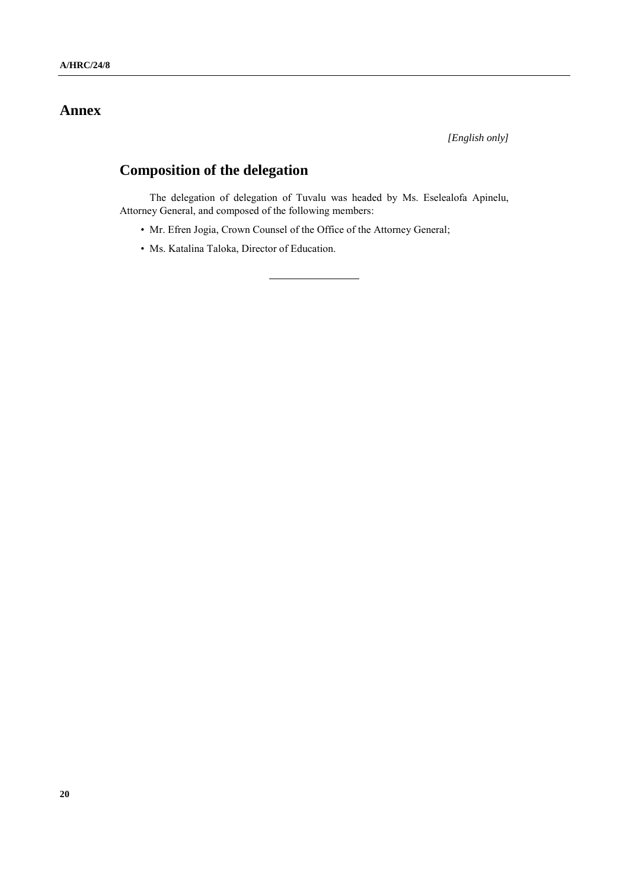# Annex

*[English only]*

## Composition of the delegation

The delegation of delegation of Tuvalu was headed by Ms. Eselealofa Apinelu, Attorney General, and composed of the following members:

- Mr. Efren Jogia, Crown Counsel of the Office of the Attorney General;
- Ms. Katalina Taloka, Director of Education.